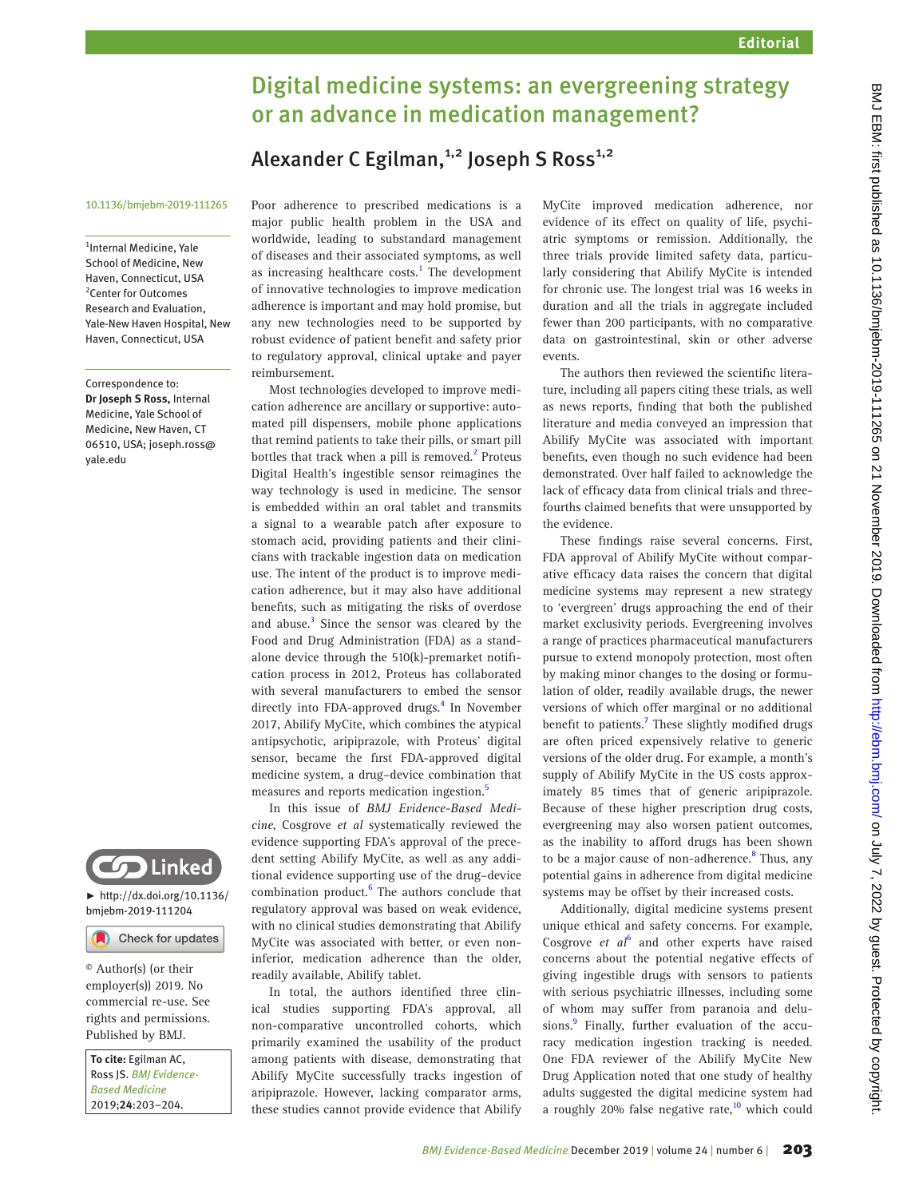Editorial

# Digital medicine systems: an evergreening strategy or an advance in medication management?

## Alexander C Egilman,[1,2] Joseph S Ross[1,2]

10.1136/bmjebm-2019-111265

[1]Internal Medicine, Yale School of Medicine, New Haven, Connecticut, USA
[2]Center for Outcomes Research and Evaluation, Yale-New Haven Hospital, New Haven, Connecticut, USA

Correspondence to: **Dr Joseph S Ross,** Internal Medicine, Yale School of Medicine, New Haven, CT 06510, USA; joseph.ross@yale.edu

► http://dx.doi.org/10.1136/bmjebm-2019-111204

© Author(s) (or their employer(s)) 2019. No commercial re-use. See rights and permissions. Published by BMJ.

**To cite:** Egilman AC, Ross JS. *BMJ Evidence-Based Medicine* 2019;**24**:203–204.

Poor adherence to prescribed medications is a major public health problem in the USA and worldwide, leading to substandard management of diseases and their associated symptoms, as well as increasing healthcare costs.[1] The development of innovative technologies to improve medication adherence is important and may hold promise, but any new technologies need to be supported by robust evidence of patient benefit and safety prior to regulatory approval, clinical uptake and payer reimbursement.

Most technologies developed to improve medication adherence are ancillary or supportive: automated pill dispensers, mobile phone applications that remind patients to take their pills, or smart pill bottles that track when a pill is removed.[2] Proteus Digital Health's ingestible sensor reimagines the way technology is used in medicine. The sensor is embedded within an oral tablet and transmits a signal to a wearable patch after exposure to stomach acid, providing patients and their clinicians with trackable ingestion data on medication use. The intent of the product is to improve medication adherence, but it may also have additional benefits, such as mitigating the risks of overdose and abuse.[3] Since the sensor was cleared by the Food and Drug Administration (FDA) as a standalone device through the 510(k)-premarket notification process in 2012, Proteus has collaborated with several manufacturers to embed the sensor directly into FDA-approved drugs.[4] In November 2017, Abilify MyCite, which combines the atypical antipsychotic, aripiprazole, with Proteus' digital sensor, became the first FDA-approved digital medicine system, a drug–device combination that measures and reports medication ingestion.[5]

In this issue of *BMJ Evidence-Based Medicine*, Cosgrove *et al* systematically reviewed the evidence supporting FDA's approval of the precedent setting Abilify MyCite, as well as any additional evidence supporting use of the drug–device combination product.[6] The authors conclude that regulatory approval was based on weak evidence, with no clinical studies demonstrating that Abilify MyCite was associated with better, or even non-inferior, medication adherence than the older, readily available, Abilify tablet.

In total, the authors identified three clinical studies supporting FDA's approval, all non-comparative uncontrolled cohorts, which primarily examined the usability of the product among patients with disease, demonstrating that Abilify MyCite successfully tracks ingestion of aripiprazole. However, lacking comparator arms, these studies cannot provide evidence that Abilify MyCite improved medication adherence, nor evidence of its effect on quality of life, psychiatric symptoms or remission. Additionally, the three trials provide limited safety data, particularly considering that Abilify MyCite is intended for chronic use. The longest trial was 16 weeks in duration and all the trials in aggregate included fewer than 200 participants, with no comparative data on gastrointestinal, skin or other adverse events.

The authors then reviewed the scientific literature, including all papers citing these trials, as well as news reports, finding that both the published literature and media conveyed an impression that Abilify MyCite was associated with important benefits, even though no such evidence had been demonstrated. Over half failed to acknowledge the lack of efficacy data from clinical trials and three-fourths claimed benefits that were unsupported by the evidence.

These findings raise several concerns. First, FDA approval of Abilify MyCite without comparative efficacy data raises the concern that digital medicine systems may represent a new strategy to 'evergreen' drugs approaching the end of their market exclusivity periods. Evergreening involves a range of practices pharmaceutical manufacturers pursue to extend monopoly protection, most often by making minor changes to the dosing or formulation of older, readily available drugs, the newer versions of which offer marginal or no additional benefit to patients.[7] These slightly modified drugs are often priced expensively relative to generic versions of the older drug. For example, a month's supply of Abilify MyCite in the US costs approximately 85 times that of generic aripiprazole. Because of these higher prescription drug costs, evergreening may also worsen patient outcomes, as the inability to afford drugs has been shown to be a major cause of non-adherence.[8] Thus, any potential gains in adherence from digital medicine systems may be offset by their increased costs.

Additionally, digital medicine systems present unique ethical and safety concerns. For example, Cosgrove *et al*[6] and other experts have raised concerns about the potential negative effects of giving ingestible drugs with sensors to patients with serious psychiatric illnesses, including some of whom may suffer from paranoia and delusions.[9] Finally, further evaluation of the accuracy medication ingestion tracking is needed. One FDA reviewer of the Abilify MyCite New Drug Application noted that one study of healthy adults suggested the digital medicine system had a roughly 20% false negative rate,[10] which could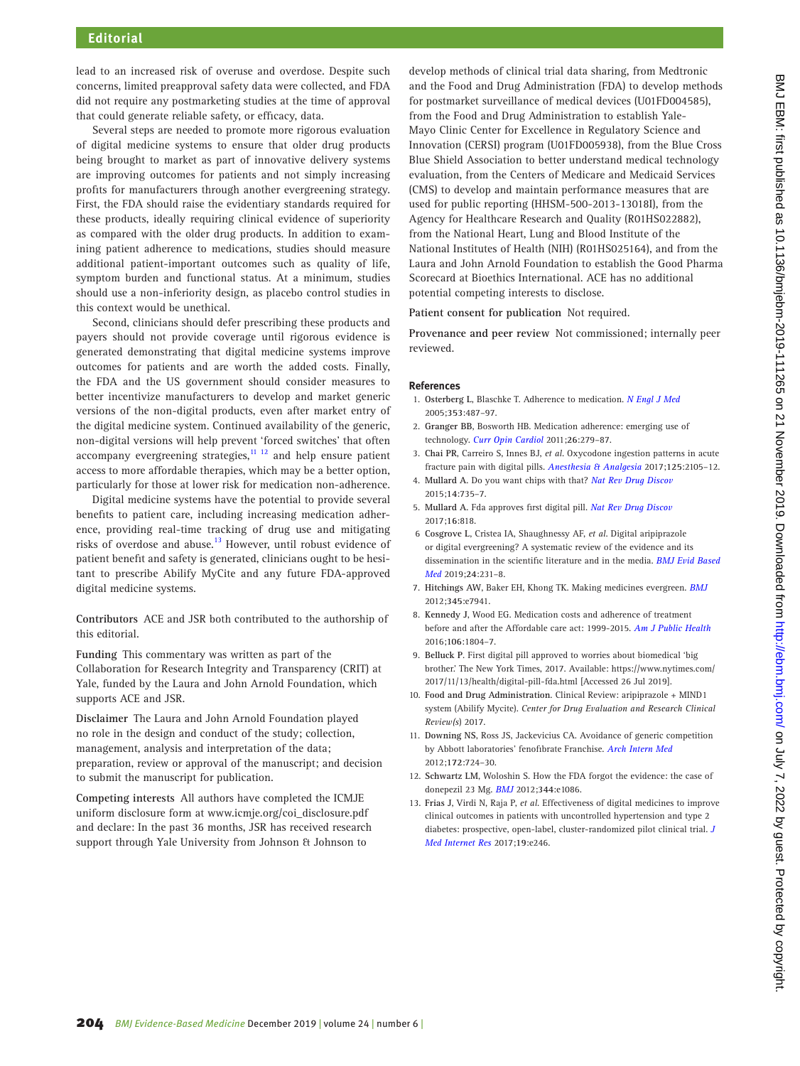lead to an increased risk of overuse and overdose. Despite such concerns, limited preapproval safety data were collected, and FDA did not require any postmarketing studies at the time of approval that could generate reliable safety, or efficacy, data.

Several steps are needed to promote more rigorous evaluation of digital medicine systems to ensure that older drug products being brought to market as part of innovative delivery systems are improving outcomes for patients and not simply increasing profits for manufacturers through another evergreening strategy. First, the FDA should raise the evidentiary standards required for these products, ideally requiring clinical evidence of superiority as compared with the older drug products. In addition to examining patient adherence to medications, studies should measure additional patient-important outcomes such as quality of life, symptom burden and functional status. At a minimum, studies should use a non-inferiority design, as placebo control studies in this context would be unethical.

Second, clinicians should defer prescribing these products and payers should not provide coverage until rigorous evidence is generated demonstrating that digital medicine systems improve outcomes for patients and are worth the added costs. Finally, the FDA and the US government should consider measures to better incentivize manufacturers to develop and market generic versions of the non-digital products, even after market entry of the digital medicine system. Continued availability of the generic, non-digital versions will help prevent 'forced switches' that often accompany evergreening strategies,[11 12] and help ensure patient access to more affordable therapies, which may be a better option, particularly for those at lower risk for medication non-adherence.

Digital medicine systems have the potential to provide several benefits to patient care, including increasing medication adherence, providing real-time tracking of drug use and mitigating risks of overdose and abuse.[13] However, until robust evidence of patient benefit and safety is generated, clinicians ought to be hesitant to prescribe Abilify MyCite and any future FDA-approved digital medicine systems.

**Contributors** ACE and JSR both contributed to the authorship of this editorial.

**Funding** This commentary was written as part of the Collaboration for Research Integrity and Transparency (CRIT) at Yale, funded by the Laura and John Arnold Foundation, which supports ACE and JSR.

**Disclaimer** The Laura and John Arnold Foundation played no role in the design and conduct of the study; collection, management, analysis and interpretation of the data; preparation, review or approval of the manuscript; and decision to submit the manuscript for publication.

**Competing interests** All authors have completed the ICMJE uniform disclosure form at www.icmje.org/coi_disclosure.pdf and declare: In the past 36 months, JSR has received research support through Yale University from Johnson & Johnson to develop methods of clinical trial data sharing, from Medtronic and the Food and Drug Administration (FDA) to develop methods for postmarket surveillance of medical devices (U01FD004585), from the Food and Drug Administration to establish Yale-Mayo Clinic Center for Excellence in Regulatory Science and Innovation (CERSI) program (U01FD005938), from the Blue Cross Blue Shield Association to better understand medical technology evaluation, from the Centers of Medicare and Medicaid Services (CMS) to develop and maintain performance measures that are used for public reporting (HHSM-500-2013-13018I), from the Agency for Healthcare Research and Quality (R01HS022882), from the National Heart, Lung and Blood Institute of the National Institutes of Health (NIH) (R01HS025164), and from the Laura and John Arnold Foundation to establish the Good Pharma Scorecard at Bioethics International. ACE has no additional potential competing interests to disclose.

**Patient consent for publication** Not required.

**Provenance and peer review** Not commissioned; internally peer reviewed.

## References

1. Osterberg L, Blaschke T. Adherence to medication. *N Engl J Med* 2005;**353**:487–97.
2. Granger BB, Bosworth HB. Medication adherence: emerging use of technology. *Curr Opin Cardiol* 2011;**26**:279–87.
3. Chai PR, Carreiro S, Innes BJ, *et al*. Oxycodone ingestion patterns in acute fracture pain with digital pills. *Anesthesia & Analgesia* 2017;**125**:2105–12.
4. Mullard A. Do you want chips with that? *Nat Rev Drug Discov* 2015;**14**:735–7.
5. Mullard A. Fda approves first digital pill. *Nat Rev Drug Discov* 2017;**16**:818.
6. Cosgrove L, Cristea IA, Shaughnessy AF, *et al*. Digital aripiprazole or digital evergreening? A systematic review of the evidence and its dissemination in the scientific literature and in the media. *BMJ Evid Based Med* 2019;**24**:231–8.
7. Hitchings AW, Baker EH, Khong TK. Making medicines evergreen. *BMJ* 2012;**345**:e7941.
8. Kennedy J, Wood EG. Medication costs and adherence of treatment before and after the Affordable care act: 1999-2015. *Am J Public Health* 2016;**106**:1804–7.
9. Belluck P. First digital pill approved to worries about biomedical 'big brother.' The New York Times, 2017. Available: https://www.nytimes.com/2017/11/13/health/digital-pill-fda.html [Accessed 26 Jul 2019].
10. Food and Drug Administration. Clinical Review: aripiprazole + MIND1 system (Abilify Mycite). *Center for Drug Evaluation and Research Clinical Review(s)* 2017.
11. Downing NS, Ross JS, Jackevicius CA. Avoidance of generic competition by Abbott laboratories' fenofibrate Franchise. *Arch Intern Med* 2012;**172**:724–30.
12. Schwartz LM, Woloshin S. How the FDA forgot the evidence: the case of donepezil 23 Mg. *BMJ* 2012;**344**:e1086.
13. Frias J, Virdi N, Raja P, *et al*. Effectiveness of digital medicines to improve clinical outcomes in patients with uncontrolled hypertension and type 2 diabetes: prospective, open-label, cluster-randomized pilot clinical trial. *J Med Internet Res* 2017;**19**:e246.